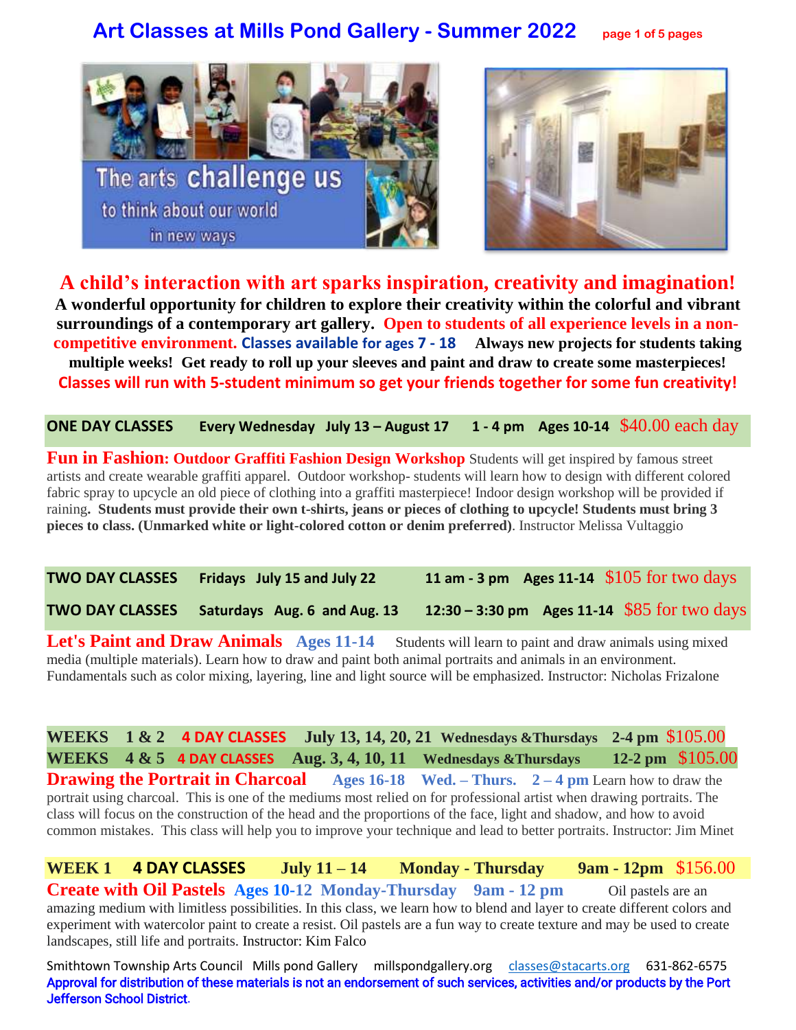# Art Classes at Mills Pond Gallery - Summer 2022

**A child's interaction with art sparks inspiration, creativity and imagination!**

**A wonderful opportunity for children to explore their creativity within the colorful and vibrant surroundings of a contemporary art gallery. Open to students of all experience levels in a non-competitive environment. Classes available for ages 7 - 18 Always new projects for students taking multiple weeks! Get ready to roll up your sleeves and paint and draw to create some masterpieces!**

**Classes will run with 5-student minimum so get your friends together for some fun creativity!**

**ONE DAY CLASSES Every Wednesday July 13 – August 17 1 - 4 pm Ages 10-14** $40.00 each day

**Fun in Fashion: Outdoor Graffiti Fashion Design Workshop** Students will get inspired by famous street artists and create wearable graffiti apparel. Outdoor workshop- students will learn how to design with different colored fabric spray to upcycle an old piece of clothing into a graffiti masterpiece! Indoor design workshop will be provided if raining**. Students must provide their own t-shirts, jeans or pieces of clothing to upcycle! Students must bring 3 pieces to class. (Unmarked white or light-colored cotton or denim preferred)**. Instructor Melissa Vultaggio

**TWO DAY CLASSES Fridays July 15 and July 22 11 am - 3 pm Ages 11-14** $105 for two days

**TWO DAY CLASSES Saturdays Aug. 6 and Aug. 13 12:30 – 3:30 pm Ages 11-14** $85 for two days

**Let's Paint and Draw Animals Ages 11-14** Students will learn to paint and draw animals using mixed media (multiple materials). Learn how to draw and paint both animal portraits and animals in an environment. Fundamentals such as color mixing, layering, line and light source will be emphasized. Instructor: Nicholas Frizalone

**WEEKS 1 & 2 4 DAY CLASSES July 13, 14, 20, 21 Wednesdays & Thursdays 2-4 pm** $105.00

**WEEKS 4 & 5 4 DAY CLASSES Aug. 3, 4, 10, 11 Wednesdays & Thursdays 12-2 pm** $105.00

**Drawing the Portrait in Charcoal Ages 16-18 Wed. – Thurs. 2 – 4 pm** Learn how to draw the portrait using charcoal. This is one of the mediums most relied on for professional artist when drawing portraits. The class will focus on the construction of the head and the proportions of the face, light and shadow, and how to avoid common mistakes. This class will help you to improve your technique and lead to better portraits. Instructor: Jim Minet

**WEEK 1 4 DAY CLASSES July 11 – 14 Monday - Thursday 9am - 12pm** $156.00

**Create with Oil Pastels Ages 10-12 Monday-Thursday 9am - 12 pm** Oil pastels are an amazing medium with limitless possibilities. In this class, we learn how to blend and layer to create different colors and experiment with watercolor paint to create a resist. Oil pastels are a fun way to create texture and may be used to create landscapes, still life and portraits. Instructor: Kim Falco

Smithtown Township Arts Council Mills pond Gallery millspondgallery.org classes@stacarts.org 631-862-6575

**Approval for distribution of these materials is not an endorsement of such services, activities and/or products by the Port Jefferson School District.**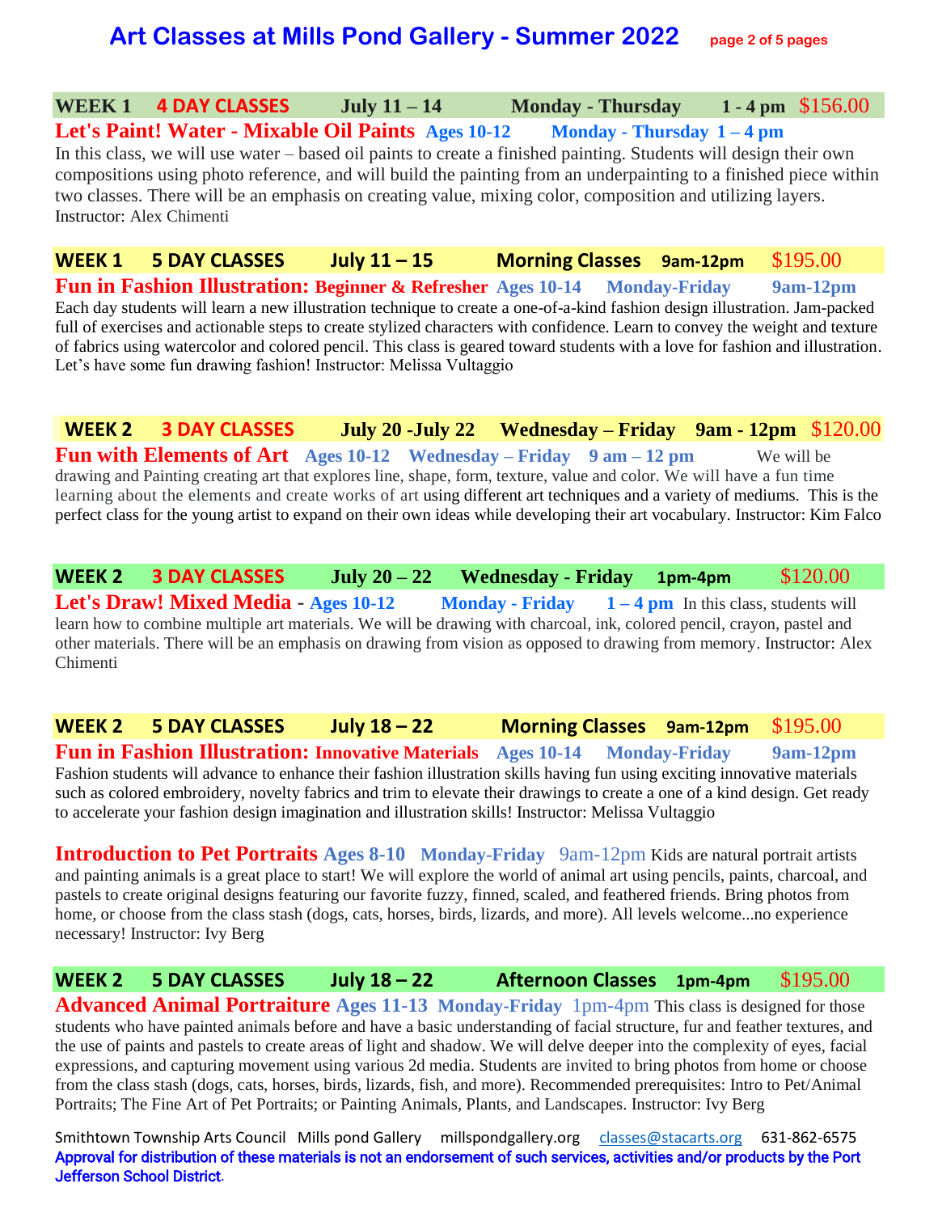# Art Classes at Mills Pond Gallery - Summer 2022

## WEEK 1 4 DAY CLASSES July 11 – 14 Monday - Thursday 1 - 4 pm $156.00

**Let's Paint! Water - Mixable Oil Paints** **Ages 10-12** **Monday - Thursday 1 – 4 pm**

In this class, we will use water – based oil paints to create a finished painting. Students will design their own compositions using photo reference, and will build the painting from an underpainting to a finished piece within two classes. There will be an emphasis on creating value, mixing color, composition and utilizing layers. Instructor: Alex Chimenti

## WEEK 1 5 DAY CLASSES July 11 – 15 Morning Classes 9am-12pm $195.00

**Fun in Fashion Illustration: Beginner & Refresher** **Ages 10-14** **Monday-Friday** **9am-12pm**

Each day students will learn a new illustration technique to create a one-of-a-kind fashion design illustration. Jam-packed full of exercises and actionable steps to create stylized characters with confidence. Learn to convey the weight and texture of fabrics using watercolor and colored pencil. This class is geared toward students with a love for fashion and illustration. Let's have some fun drawing fashion! Instructor: Melissa Vultaggio

## WEEK 2 3 DAY CLASSES July 20 -July 22 Wednesday – Friday 9am - 12pm $120.00

**Fun with Elements of Art** **Ages 10-12** **Wednesday – Friday** **9 am – 12 pm**

We will be drawing and Painting creating art that explores line, shape, form, texture, value and color. We will have a fun time learning about the elements and create works of art using different art techniques and a variety of mediums. This is the perfect class for the young artist to expand on their own ideas while developing their art vocabulary. Instructor: Kim Falco

## WEEK 2 3 DAY CLASSES July 20 – 22 Wednesday - Friday 1pm-4pm $120.00

**Let's Draw! Mixed Media** - **Ages 10-12** **Monday - Friday** **1 – 4 pm**

In this class, students will learn how to combine multiple art materials. We will be drawing with charcoal, ink, colored pencil, crayon, pastel and other materials. There will be an emphasis on drawing from vision as opposed to drawing from memory. Instructor: Alex Chimenti

## WEEK 2 5 DAY CLASSES July 18 – 22 Morning Classes 9am-12pm $195.00

**Fun in Fashion Illustration: Innovative Materials** **Ages 10-14** **Monday-Friday** **9am-12pm**

Fashion students will advance to enhance their fashion illustration skills having fun using exciting innovative materials such as colored embroidery, novelty fabrics and trim to elevate their drawings to create a one of a kind design. Get ready to accelerate your fashion design imagination and illustration skills! Instructor: Melissa Vultaggio

**Introduction to Pet Portraits** **Ages 8-10** **Monday-Friday** 9am-12pm

Kids are natural portrait artists and painting animals is a great place to start! We will explore the world of animal art using pencils, paints, charcoal, and pastels to create original designs featuring our favorite fuzzy, finned, scaled, and feathered friends. Bring photos from home, or choose from the class stash (dogs, cats, horses, birds, lizards, and more). All levels welcome...no experience necessary! Instructor: Ivy Berg

## WEEK 2 5 DAY CLASSES July 18 – 22 Afternoon Classes 1pm-4pm $195.00

**Advanced Animal Portraiture** **Ages 11-13** **Monday-Friday** 1pm-4pm

This class is designed for those students who have painted animals before and have a basic understanding of facial structure, fur and feather textures, and the use of paints and pastels to create areas of light and shadow. We will delve deeper into the complexity of eyes, facial expressions, and capturing movement using various 2d media. Students are invited to bring photos from home or choose from the class stash (dogs, cats, horses, birds, lizards, fish, and more). Recommended prerequisites: Intro to Pet/Animal Portraits; The Fine Art of Pet Portraits; or Painting Animals, Plants, and Landscapes. Instructor: Ivy Berg

Smithtown Township Arts Council Mills pond Gallery millspondgallery.org classes@stacarts.org 631-862-6575

**Approval for distribution of these materials is not an endorsement of such services, activities and/or products by the Port Jefferson School District.**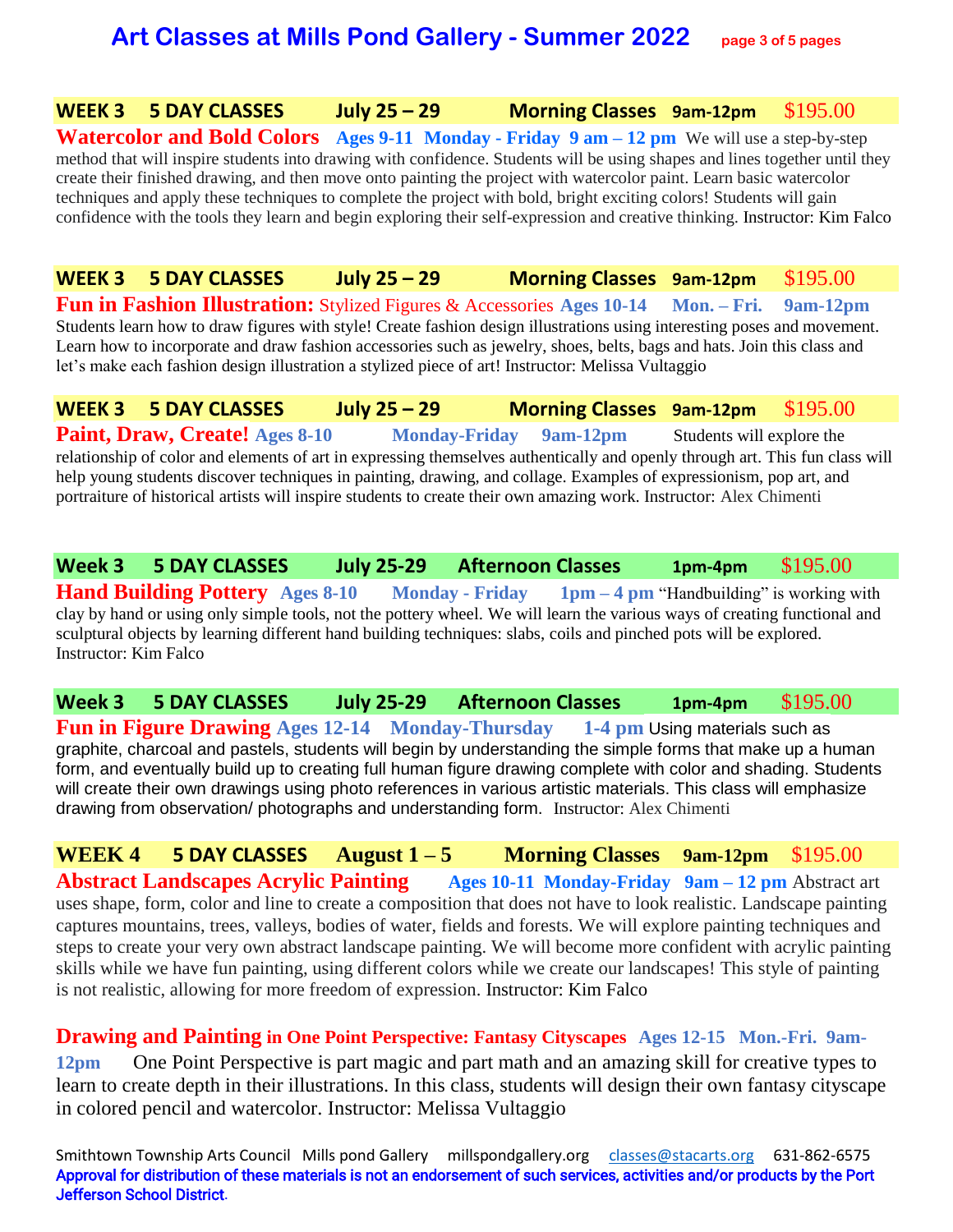# Art Classes at Mills Pond Gallery - Summer 2022

**WEEK 3  5 DAY CLASSES  July 25 – 29  Morning Classes 9am-12pm  $195.00**

**Watercolor and Bold Colors** **Ages 9-11 Monday - Friday 9 am – 12 pm** We will use a step-by-step method that will inspire students into drawing with confidence. Students will be using shapes and lines together until they create their finished drawing, and then move onto painting the project with watercolor paint. Learn basic watercolor techniques and apply these techniques to complete the project with bold, bright exciting colors! Students will gain confidence with the tools they learn and begin exploring their self-expression and creative thinking. Instructor: Kim Falco

**WEEK 3  5 DAY CLASSES  July 25 – 29  Morning Classes 9am-12pm  $195.00**

**Fun in Fashion Illustration:** Stylized Figures & Accessories **Ages 10-14 Mon. – Fri. 9am-12pm**
Students learn how to draw figures with style! Create fashion design illustrations using interesting poses and movement. Learn how to incorporate and draw fashion accessories such as jewelry, shoes, belts, bags and hats. Join this class and let's make each fashion design illustration a stylized piece of art! Instructor: Melissa Vultaggio

**WEEK 3  5 DAY CLASSES  July 25 – 29  Morning Classes 9am-12pm  $195.00**

**Paint, Draw, Create!** **Ages 8-10 Monday-Friday 9am-12pm** Students will explore the relationship of color and elements of art in expressing themselves authentically and openly through art. This fun class will help young students discover techniques in painting, drawing, and collage. Examples of expressionism, pop art, and portraiture of historical artists will inspire students to create their own amazing work. Instructor: Alex Chimenti

**Week 3  5 DAY CLASSES  July 25-29  Afternoon Classes 1pm-4pm  $195.00**

**Hand Building Pottery** **Ages 8-10 Monday - Friday 1pm – 4 pm** "Handbuilding" is working with clay by hand or using only simple tools, not the pottery wheel. We will learn the various ways of creating functional and sculptural objects by learning different hand building techniques: slabs, coils and pinched pots will be explored. Instructor: Kim Falco

**Week 3  5 DAY CLASSES  July 25-29  Afternoon Classes 1pm-4pm  $195.00**

**Fun in Figure Drawing** **Ages 12-14 Monday-Thursday 1-4 pm** Using materials such as graphite, charcoal and pastels, students will begin by understanding the simple forms that make up a human form, and eventually build up to creating full human figure drawing complete with color and shading. Students will create their own drawings using photo references in various artistic materials. This class will emphasize drawing from observation/ photographs and understanding form. Instructor: Alex Chimenti

**WEEK 4  5 DAY CLASSES  August 1 – 5  Morning Classes 9am-12pm  $195.00**

**Abstract Landscapes Acrylic Painting** **Ages 10-11 Monday-Friday 9am – 12 pm** Abstract art uses shape, form, color and line to create a composition that does not have to look realistic. Landscape painting captures mountains, trees, valleys, bodies of water, fields and forests. We will explore painting techniques and steps to create your very own abstract landscape painting. We will become more confident with acrylic painting skills while we have fun painting, using different colors while we create our landscapes! This style of painting is not realistic, allowing for more freedom of expression. Instructor: Kim Falco

**Drawing and Painting in One Point Perspective: Fantasy Cityscapes** **Ages 12-15 Mon.-Fri. 9am-12pm** One Point Perspective is part magic and part math and an amazing skill for creative types to learn to create depth in their illustrations. In this class, students will design their own fantasy cityscape in colored pencil and watercolor. Instructor: Melissa Vultaggio

Smithtown Township Arts Council  Mills pond Gallery  millspondgallery.org  classes@stacarts.org  631-862-6575

**Approval for distribution of these materials is not an endorsement of such services, activities and/or products by the Port Jefferson School District.**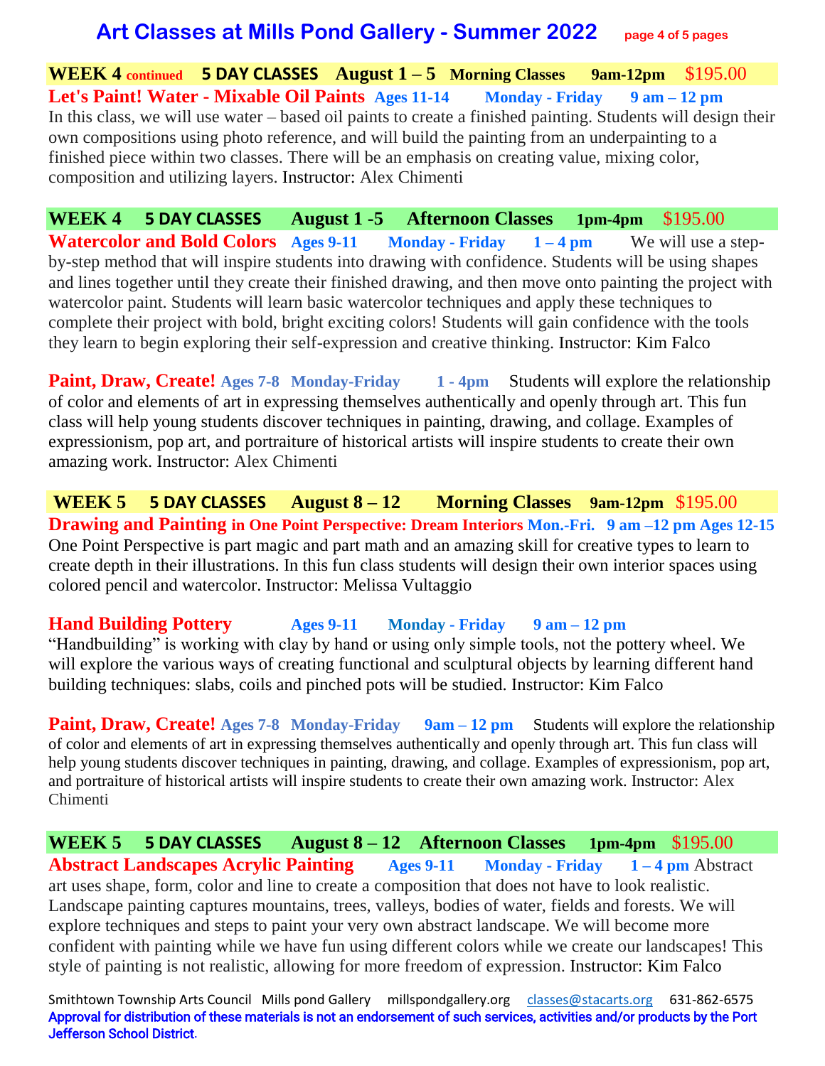# Art Classes at Mills Pond Gallery - Summer 2022

## WEEK 4 continued   5 DAY CLASSES   August 1 – 5   Morning Classes   9am-12pm   $195.00

**Let's Paint! Water - Mixable Oil Paints**   **Ages 11-14**   **Monday - Friday**   **9 am – 12 pm**
In this class, we will use water – based oil paints to create a finished painting. Students will design their own compositions using photo reference, and will build the painting from an underpainting to a finished piece within two classes. There will be an emphasis on creating value, mixing color, composition and utilizing layers. Instructor: Alex Chimenti

## WEEK 4   5 DAY CLASSES   August 1 -5   Afternoon Classes   1pm-4pm   $195.00

**Watercolor and Bold Colors**   **Ages 9-11**   **Monday - Friday**   **1 – 4 pm**   We will use a step-by-step method that will inspire students into drawing with confidence. Students will be using shapes and lines together until they create their finished drawing, and then move onto painting the project with watercolor paint. Students will learn basic watercolor techniques and apply these techniques to complete their project with bold, bright exciting colors! Students will gain confidence with the tools they learn to begin exploring their self-expression and creative thinking. Instructor: Kim Falco

**Paint, Draw, Create!** **Ages 7-8**   **Monday-Friday**   **1 - 4pm**   Students will explore the relationship of color and elements of art in expressing themselves authentically and openly through art. This fun class will help young students discover techniques in painting, drawing, and collage. Examples of expressionism, pop art, and portraiture of historical artists will inspire students to create their own amazing work. Instructor: Alex Chimenti

## WEEK 5   5 DAY CLASSES   August 8 – 12   Morning Classes   9am-12pm   $195.00

**Drawing and Painting in One Point Perspective: Dream Interiors** **Mon.-Fri.**   **9 am –12 pm** **Ages 12-15**
One Point Perspective is part magic and part math and an amazing skill for creative types to learn to create depth in their illustrations. In this fun class students will design their own interior spaces using colored pencil and watercolor. Instructor: Melissa Vultaggio

**Hand Building Pottery**   **Ages 9-11**   **Monday - Friday**   **9 am – 12 pm**
“Handbuilding” is working with clay by hand or using only simple tools, not the pottery wheel. We will explore the various ways of creating functional and sculptural objects by learning different hand building techniques: slabs, coils and pinched pots will be studied. Instructor: Kim Falco

**Paint, Draw, Create!** **Ages 7-8**   **Monday-Friday**   **9am – 12 pm**   Students will explore the relationship of color and elements of art in expressing themselves authentically and openly through art. This fun class will help young students discover techniques in painting, drawing, and collage. Examples of expressionism, pop art, and portraiture of historical artists will inspire students to create their own amazing work. Instructor: Alex Chimenti

## WEEK 5   5 DAY CLASSES   August 8 – 12   Afternoon Classes   1pm-4pm   $195.00

**Abstract Landscapes Acrylic Painting**   **Ages 9-11**   **Monday - Friday**   **1 – 4 pm** Abstract art uses shape, form, color and line to create a composition that does not have to look realistic. Landscape painting captures mountains, trees, valleys, bodies of water, fields and forests. We will explore techniques and steps to paint your very own abstract landscape. We will become more confident with painting while we have fun using different colors while we create our landscapes! This style of painting is not realistic, allowing for more freedom of expression. Instructor: Kim Falco

Smithtown Township Arts Council   Mills pond Gallery   millspondgallery.org   classes@stacarts.org   631-862-6575
**Approval for distribution of these materials is not an endorsement of such services, activities and/or products by the Port Jefferson School District.**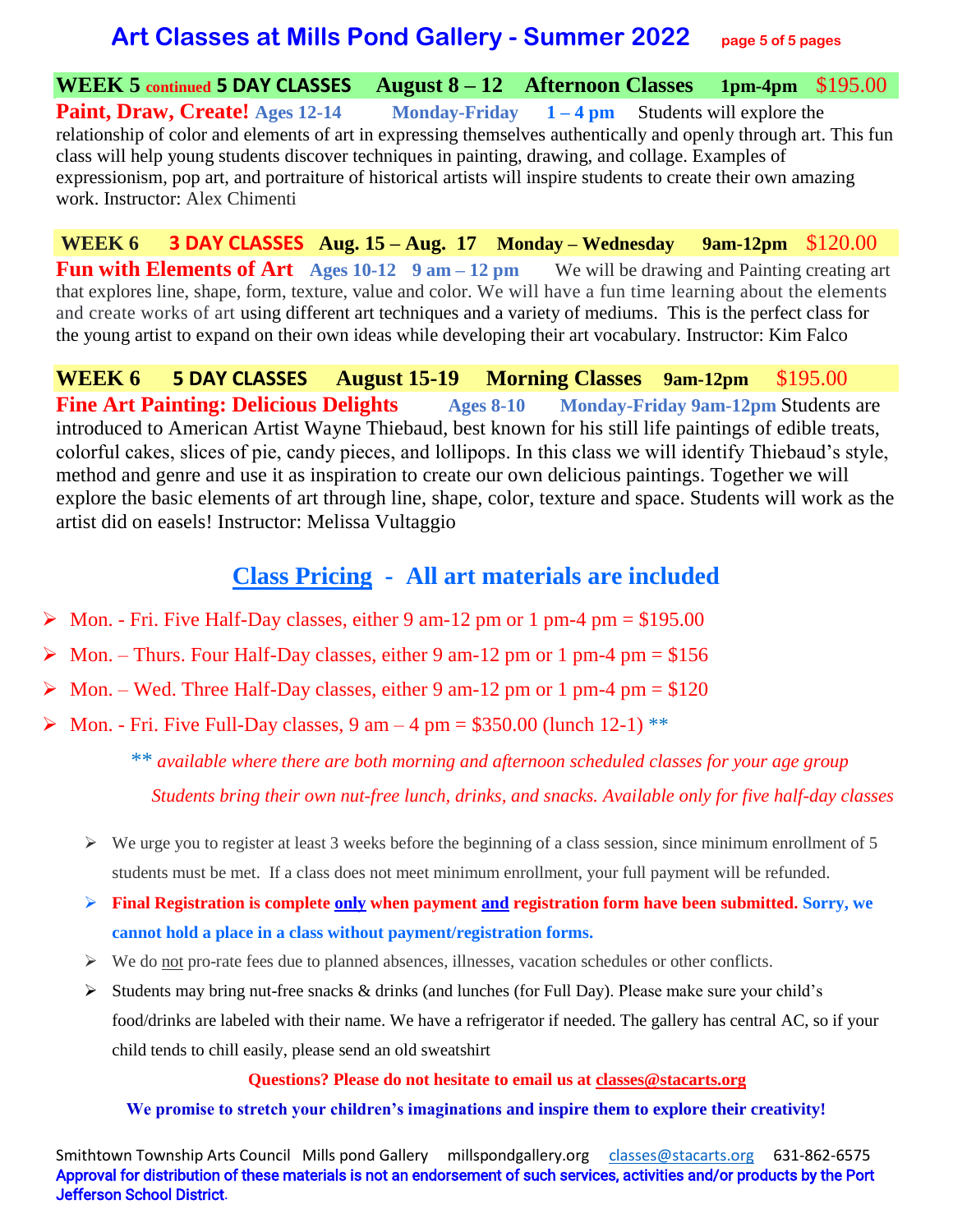# Art Classes at Mills Pond Gallery - Summer 2022

**WEEK 5 continued 5 DAY CLASSES August 8 – 12 Afternoon Classes 1pm-4pm $195.00**

**Paint, Draw, Create!** **Ages 12-14** **Monday-Friday** **1 – 4 pm** Students will explore the relationship of color and elements of art in expressing themselves authentically and openly through art. This fun class will help young students discover techniques in painting, drawing, and collage. Examples of expressionism, pop art, and portraiture of historical artists will inspire students to create their own amazing work. Instructor: Alex Chimenti

**WEEK 6 3 DAY CLASSES Aug. 15 – Aug. 17 Monday – Wednesday 9am-12pm $120.00**

**Fun with Elements of Art** **Ages 10-12** **9 am – 12 pm** We will be drawing and Painting creating art that explores line, shape, form, texture, value and color. We will have a fun time learning about the elements and create works of art using different art techniques and a variety of mediums. This is the perfect class for the young artist to expand on their own ideas while developing their art vocabulary. Instructor: Kim Falco

**WEEK 6 5 DAY CLASSES August 15-19 Morning Classes 9am-12pm $195.00**

**Fine Art Painting: Delicious Delights** **Ages 8-10** **Monday-Friday 9am-12pm** Students are introduced to American Artist Wayne Thiebaud, best known for his still life paintings of edible treats, colorful cakes, slices of pie, candy pieces, and lollipops. In this class we will identify Thiebaud's style, method and genre and use it as inspiration to create our own delicious paintings. Together we will explore the basic elements of art through line, shape, color, texture and space. Students will work as the artist did on easels! Instructor: Melissa Vultaggio

## Class Pricing - All art materials are included

- Mon. - Fri. Five Half-Day classes, either 9 am-12 pm or 1 pm-4 pm = $195.00
- Mon. – Thurs. Four Half-Day classes, either 9 am-12 pm or 1 pm-4 pm = $156
- Mon. – Wed. Three Half-Day classes, either 9 am-12 pm or 1 pm-4 pm = $120
- Mon. - Fri. Five Full-Day classes, 9 am – 4 pm = $350.00 (lunch 12-1) **

*\*\* available where there are both morning and afternoon scheduled classes for your age group*

*Students bring their own nut-free lunch, drinks, and snacks. Available only for five half-day classes*

- We urge you to register at least 3 weeks before the beginning of a class session, since minimum enrollment of 5 students must be met. If a class does not meet minimum enrollment, your full payment will be refunded.
- **Final Registration is complete only when payment and registration form have been submitted. Sorry, we cannot hold a place in a class without payment/registration forms.**
- We do not pro-rate fees due to planned absences, illnesses, vacation schedules or other conflicts.
- Students may bring nut-free snacks & drinks (and lunches (for Full Day). Please make sure your child's food/drinks are labeled with their name. We have a refrigerator if needed. The gallery has central AC, so if your child tends to chill easily, please send an old sweatshirt

**Questions? Please do not hesitate to email us at classes@stacarts.org**

**We promise to stretch your children's imaginations and inspire them to explore their creativity!**

Smithtown Township Arts Council Mills pond Gallery millspondgallery.org classes@stacarts.org 631-862-6575

**Approval for distribution of these materials is not an endorsement of such services, activities and/or products by the Port Jefferson School District.**